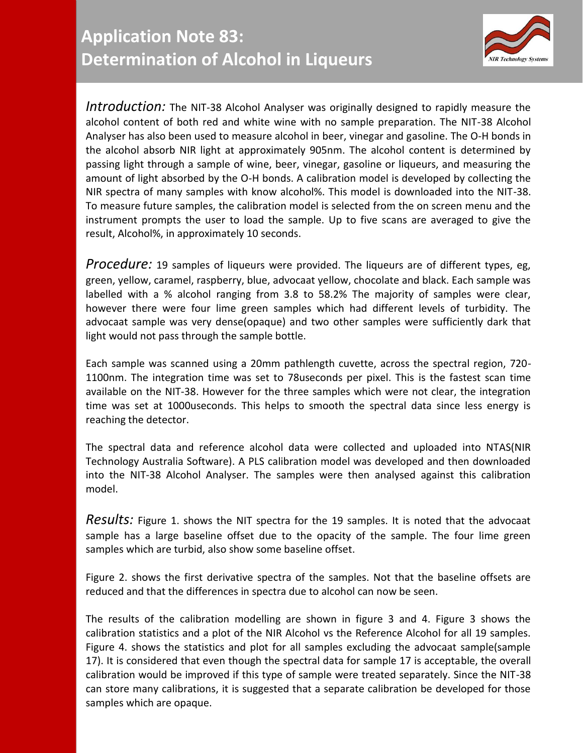# Application Note 83: Determination of Alcohol in Liqueurs

*Introduction:* The NIT-38 Alcohol Analyser was originally designed to rapidly measure the alcohol content of both red and white wine with no sample preparation. The NIT-38 Alcohol Analyser has also been used to measure alcohol in beer, vinegar and gasoline. The O-H bonds in the alcohol absorb NIR light at approximately 905nm. The alcohol content is determined by passing light through a sample of wine, beer, vinegar, gasoline or liqueurs, and measuring the amount of light absorbed by the O-H bonds. A calibration model is developed by collecting the NIR spectra of many samples with know alcohol%. This model is downloaded into the NIT-38. To measure future samples, the calibration model is selected from the on screen menu and the instrument prompts the user to load the sample. Up to five scans are averaged to give the result, Alcohol%, in approximately 10 seconds.

*Procedure:* 19 samples of liqueurs were provided. The liqueurs are of different types, eg, green, yellow, caramel, raspberry, blue, advocaat yellow, chocolate and black. Each sample was labelled with a % alcohol ranging from 3.8 to 58.2% The majority of samples were clear, however there were four lime green samples which had different levels of turbidity. The advocaat sample was very dense(opaque) and two other samples were sufficiently dark that light would not pass through the sample bottle.

Each sample was scanned using a 20mm pathlength cuvette, across the spectral region, 720-1100nm. The integration time was set to 78useconds per pixel. This is the fastest scan time available on the NIT-38. However for the three samples which were not clear, the integration time was set at 1000useconds. This helps to smooth the spectral data since less energy is reaching the detector.

The spectral data and reference alcohol data were collected and uploaded into NTAS(NIR Technology Australia Software). A PLS calibration model was developed and then downloaded into the NIT-38 Alcohol Analyser. The samples were then analysed against this calibration model.

*Results:* Figure 1. shows the NIT spectra for the 19 samples. It is noted that the advocaat sample has a large baseline offset due to the opacity of the sample. The four lime green samples which are turbid, also show some baseline offset.

Figure 2. shows the first derivative spectra of the samples. Not that the baseline offsets are reduced and that the differences in spectra due to alcohol can now be seen.

The results of the calibration modelling are shown in figure 3 and 4. Figure 3 shows the calibration statistics and a plot of the NIR Alcohol vs the Reference Alcohol for all 19 samples. Figure 4. shows the statistics and plot for all samples excluding the advocaat sample(sample 17). It is considered that even though the spectral data for sample 17 is acceptable, the overall calibration would be improved if this type of sample were treated separately. Since the NIT-38 can store many calibrations, it is suggested that a separate calibration be developed for those samples which are opaque.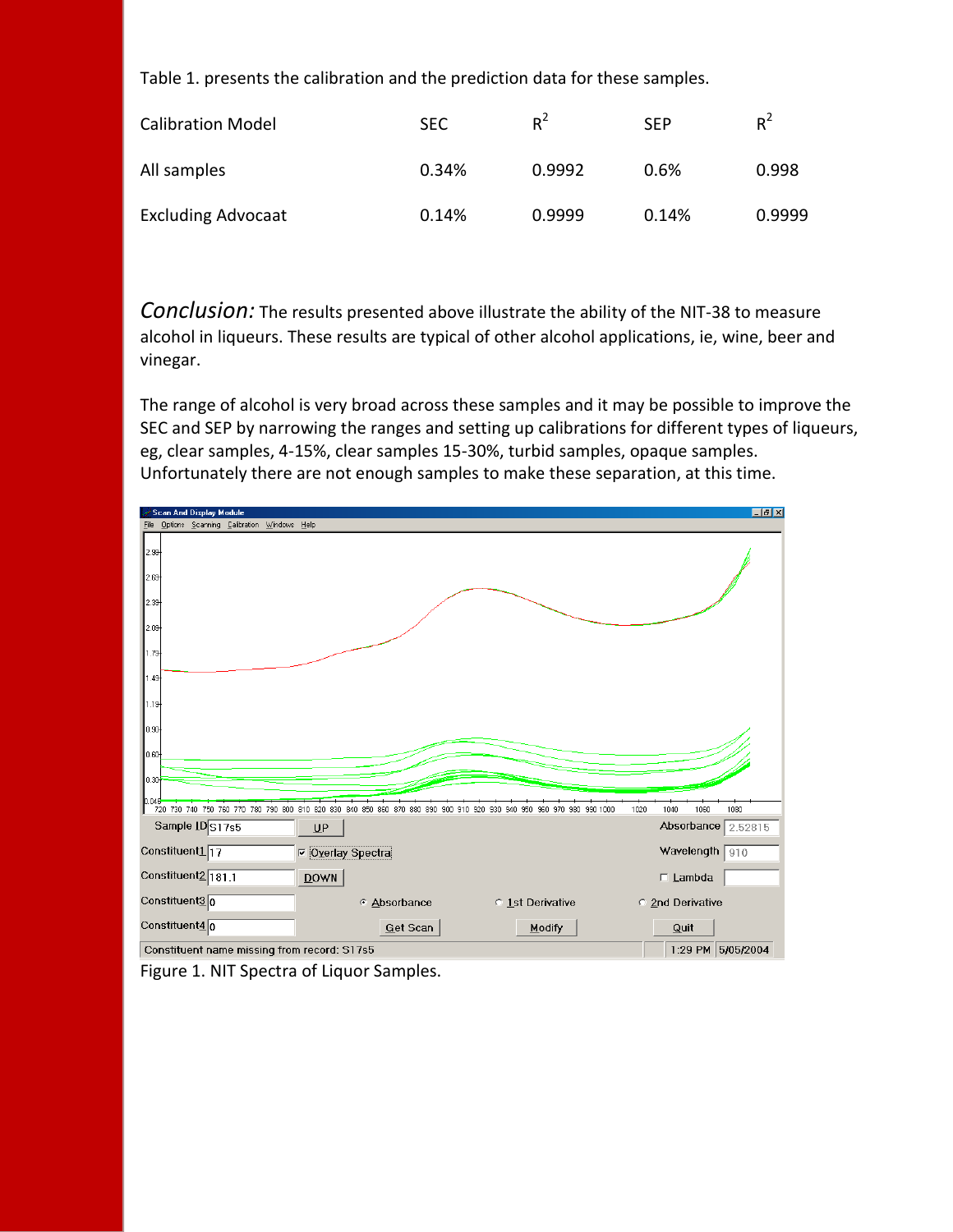Table 1. presents the calibration and the prediction data for these samples.

| Calibration Model | SEC | $R^2$ | SEP | $R^2$ |
|---|---|---|---|---|
| All samples | 0.34% | 0.9992 | 0.6% | 0.998 |
| Excluding Advocaat | 0.14% | 0.9999 | 0.14% | 0.9999 |

*Conclusion:* The results presented above illustrate the ability of the NIT-38 to measure alcohol in liqueurs. These results are typical of other alcohol applications, ie, wine, beer and vinegar.

The range of alcohol is very broad across these samples and it may be possible to improve the SEC and SEP by narrowing the ranges and setting up calibrations for different types of liqueurs, eg, clear samples, 4-15%, clear samples 15-30%, turbid samples, opaque samples. Unfortunately there are not enough samples to make these separation, at this time.

Figure 1. NIT Spectra of Liquor Samples.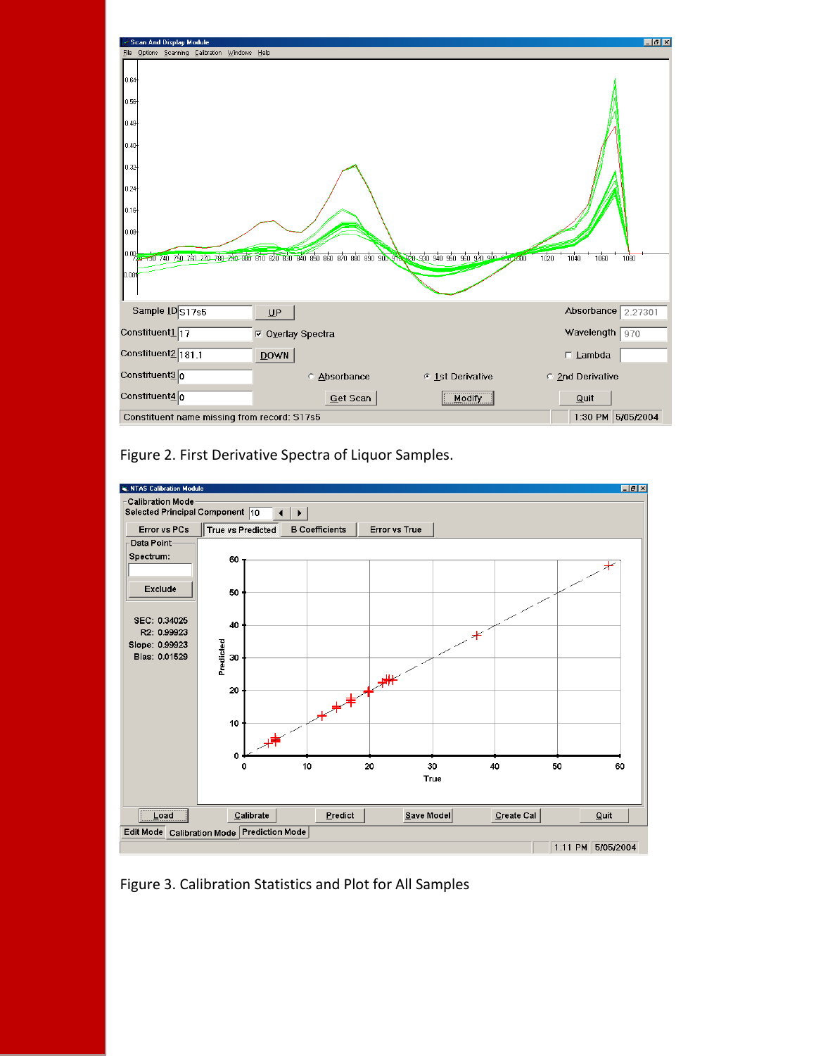Figure 2. First Derivative Spectra of Liquor Samples.

Figure 3. Calibration Statistics and Plot for All Samples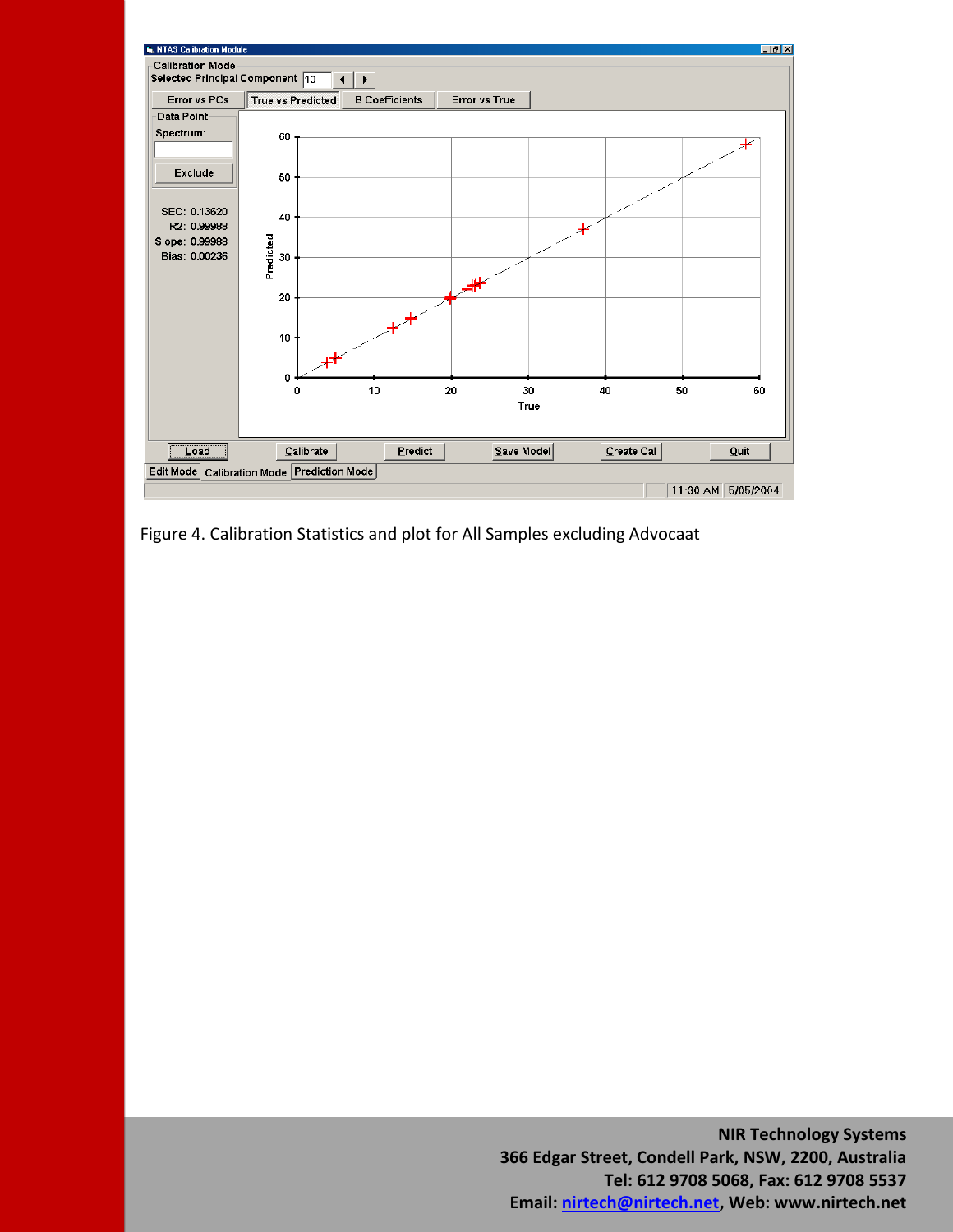NTAS Calibration Module

Calibration Mode

Selected Principal Component 10

Error vs PCs | True vs Predicted | B Coefficients | Error vs True

Data Point

Spectrum:

Exclude

SEC: 0.13620
R2: 0.99988
Slope: 0.99988
Bias: 0.00236

Predicted

0
10
20
30
40
50
60

0
10
20
30
40
50
60

True

Load | Calibrate | Predict | Save Model | Create Cal | Quit

Edit Mode | Calibration Mode | Prediction Mode

11:30 AM | 5/05/2004

Figure 4. Calibration Statistics and plot for All Samples excluding Advocaat

**NIR Technology Systems**
**366 Edgar Street, Condell Park, NSW, 2200, Australia**
**Tel: 612 9708 5068, Fax: 612 9708 5537**
**Email: nirtech@nirtech.net, Web: www.nirtech.net**